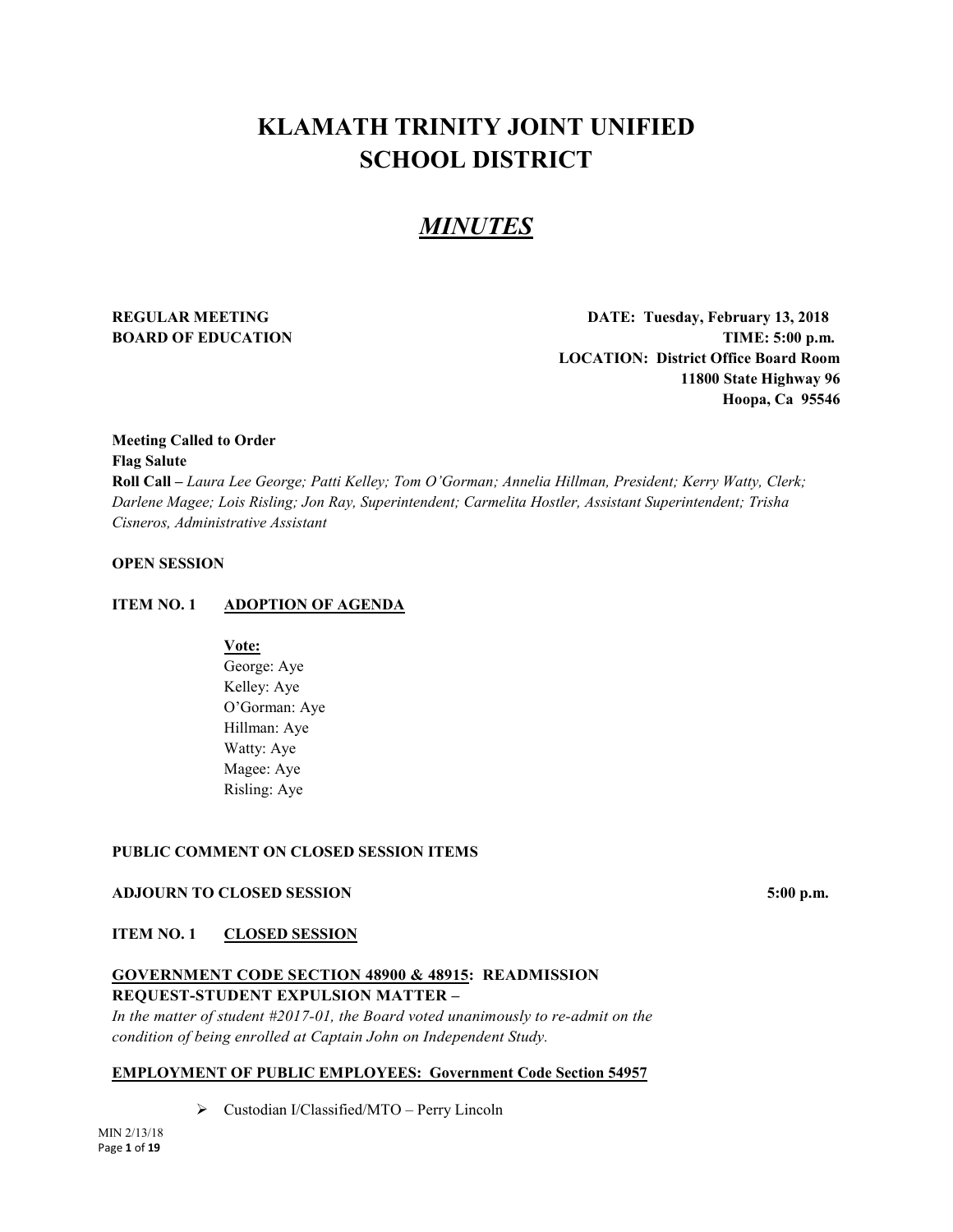# KLAMATH TRINITY JOINT UNIFIED SCHOOL DISTRICT

## *MINUTES*

**REGULAR MEETING**
**BOARD OF EDUCATION**

**DATE: Tuesday, February 13, 2018**
**TIME: 5:00 p.m.**
**LOCATION: District Office Board Room**
**11800 State Highway 96**
**Hoopa, Ca 95546**

**Meeting Called to Order**
**Flag Salute**
**Roll Call –** *Laura Lee George; Patti Kelley; Tom O'Gorman; Annelia Hillman, President; Kerry Watty, Clerk; Darlene Magee; Lois Risling; Jon Ray, Superintendent; Carmelita Hostler, Assistant Superintendent; Trisha Cisneros, Administrative Assistant*

**OPEN SESSION**

**ITEM NO. 1 ADOPTION OF AGENDA**

**Vote:**
George: Aye
Kelley: Aye
O'Gorman: Aye
Hillman: Aye
Watty: Aye
Magee: Aye
Risling: Aye

**PUBLIC COMMENT ON CLOSED SESSION ITEMS**

**ADJOURN TO CLOSED SESSION** **5:00 p.m.**

**ITEM NO. 1 CLOSED SESSION**

**GOVERNMENT CODE SECTION 48900 & 48915: READMISSION REQUEST-STUDENT EXPULSION MATTER –**
*In the matter of student #2017-01, the Board voted unanimously to re-admit on the condition of being enrolled at Captain John on Independent Study.*

**EMPLOYMENT OF PUBLIC EMPLOYEES: Government Code Section 54957**

- Custodian I/Classified/MTO – Perry Lincoln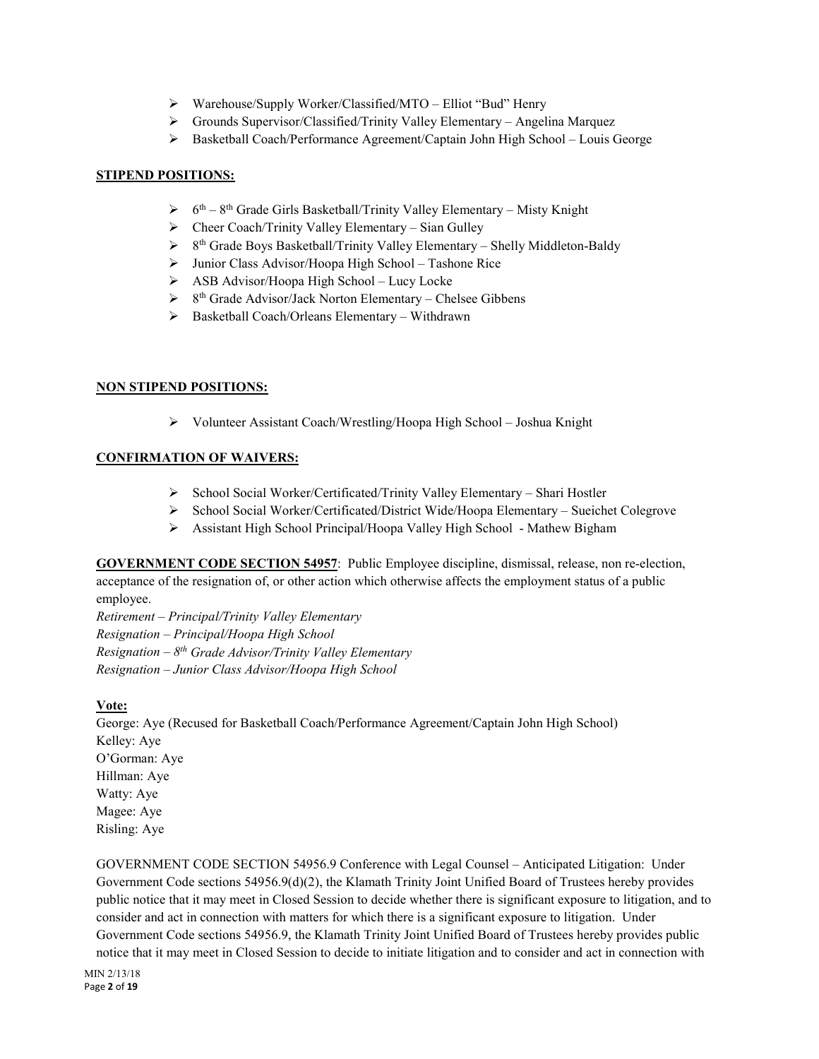- Warehouse/Supply Worker/Classified/MTO – Elliot "Bud" Henry
- Grounds Supervisor/Classified/Trinity Valley Elementary – Angelina Marquez
- Basketball Coach/Performance Agreement/Captain John High School – Louis George

**STIPEND POSITIONS:**

- 6th – 8th Grade Girls Basketball/Trinity Valley Elementary – Misty Knight
- Cheer Coach/Trinity Valley Elementary – Sian Gulley
- 8th Grade Boys Basketball/Trinity Valley Elementary – Shelly Middleton-Baldy
- Junior Class Advisor/Hoopa High School – Tashone Rice
- ASB Advisor/Hoopa High School – Lucy Locke
- 8th Grade Advisor/Jack Norton Elementary – Chelsee Gibbens
- Basketball Coach/Orleans Elementary – Withdrawn

**NON STIPEND POSITIONS:**

- Volunteer Assistant Coach/Wrestling/Hoopa High School – Joshua Knight

**CONFIRMATION OF WAIVERS:**

- School Social Worker/Certificated/Trinity Valley Elementary – Shari Hostler
- School Social Worker/Certificated/District Wide/Hoopa Elementary – Sueichet Colegrove
- Assistant High School Principal/Hoopa Valley High School - Mathew Bigham

**GOVERNMENT CODE SECTION 54957**: Public Employee discipline, dismissal, release, non re-election, acceptance of the resignation of, or other action which otherwise affects the employment status of a public employee.

*Retirement – Principal/Trinity Valley Elementary*
*Resignation – Principal/Hoopa High School*
*Resignation – 8th Grade Advisor/Trinity Valley Elementary*
*Resignation – Junior Class Advisor/Hoopa High School*

**Vote:**

George: Aye (Recused for Basketball Coach/Performance Agreement/Captain John High School)
Kelley: Aye
O'Gorman: Aye
Hillman: Aye
Watty: Aye
Magee: Aye
Risling: Aye

GOVERNMENT CODE SECTION 54956.9 Conference with Legal Counsel – Anticipated Litigation: Under Government Code sections 54956.9(d)(2), the Klamath Trinity Joint Unified Board of Trustees hereby provides public notice that it may meet in Closed Session to decide whether there is significant exposure to litigation, and to consider and act in connection with matters for which there is a significant exposure to litigation. Under Government Code sections 54956.9, the Klamath Trinity Joint Unified Board of Trustees hereby provides public notice that it may meet in Closed Session to decide to initiate litigation and to consider and act in connection with

MIN 2/13/18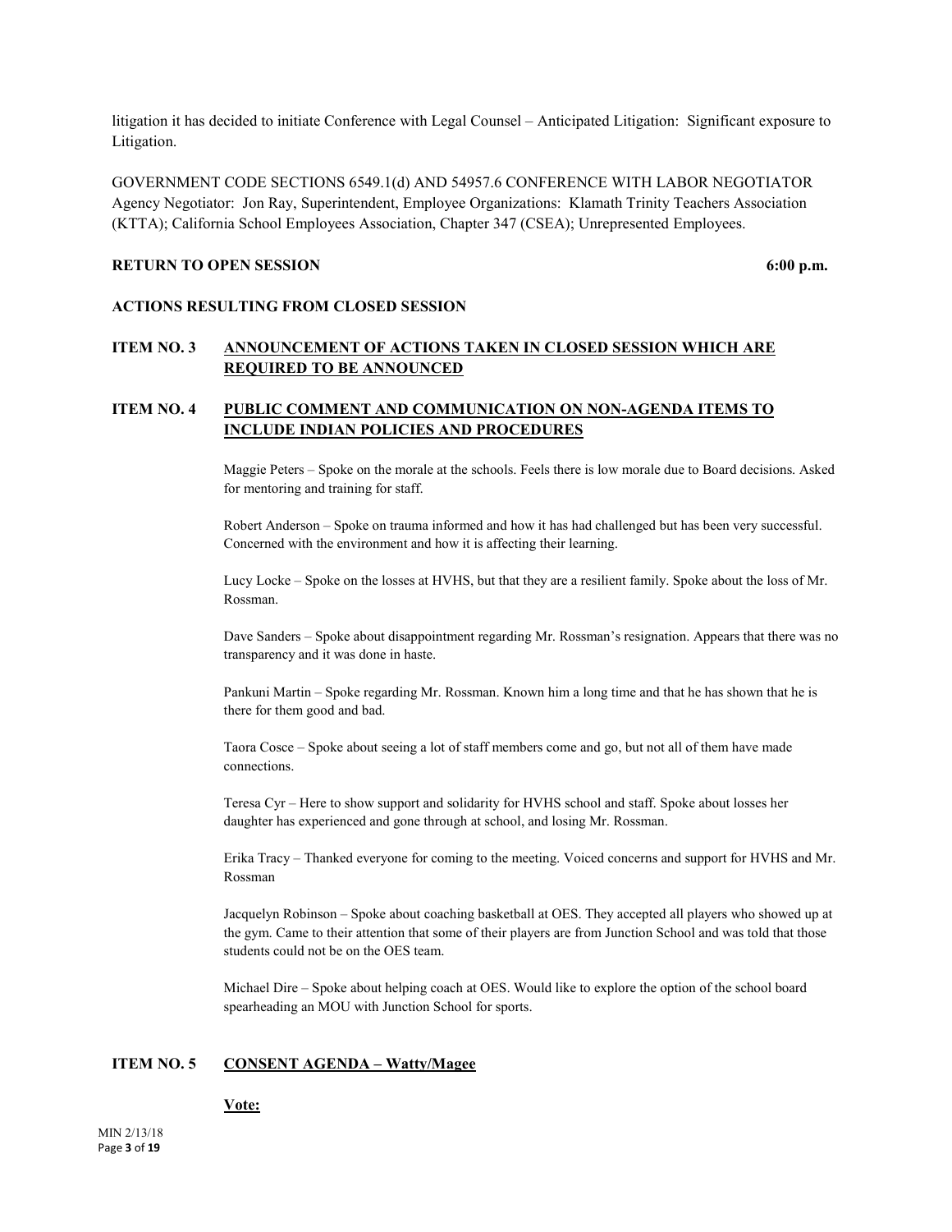litigation it has decided to initiate Conference with Legal Counsel – Anticipated Litigation: Significant exposure to Litigation.

GOVERNMENT CODE SECTIONS 6549.1(d) AND 54957.6 CONFERENCE WITH LABOR NEGOTIATOR Agency Negotiator: Jon Ray, Superintendent, Employee Organizations: Klamath Trinity Teachers Association (KTTA); California School Employees Association, Chapter 347 (CSEA); Unrepresented Employees.

**RETURN TO OPEN SESSION 6:00 p.m.**

**ACTIONS RESULTING FROM CLOSED SESSION**

**ITEM NO. 3 <u>ANNOUNCEMENT OF ACTIONS TAKEN IN CLOSED SESSION WHICH ARE REQUIRED TO BE ANNOUNCED</u>**

**ITEM NO. 4 <u>PUBLIC COMMENT AND COMMUNICATION ON NON-AGENDA ITEMS TO INCLUDE INDIAN POLICIES AND PROCEDURES</u>**

Maggie Peters – Spoke on the morale at the schools. Feels there is low morale due to Board decisions. Asked for mentoring and training for staff.

Robert Anderson – Spoke on trauma informed and how it has had challenged but has been very successful. Concerned with the environment and how it is affecting their learning.

Lucy Locke – Spoke on the losses at HVHS, but that they are a resilient family. Spoke about the loss of Mr. Rossman.

Dave Sanders – Spoke about disappointment regarding Mr. Rossman's resignation. Appears that there was no transparency and it was done in haste.

Pankuni Martin – Spoke regarding Mr. Rossman. Known him a long time and that he has shown that he is there for them good and bad.

Taora Cosce – Spoke about seeing a lot of staff members come and go, but not all of them have made connections.

Teresa Cyr – Here to show support and solidarity for HVHS school and staff. Spoke about losses her daughter has experienced and gone through at school, and losing Mr. Rossman.

Erika Tracy – Thanked everyone for coming to the meeting. Voiced concerns and support for HVHS and Mr. Rossman

Jacquelyn Robinson – Spoke about coaching basketball at OES. They accepted all players who showed up at the gym. Came to their attention that some of their players are from Junction School and was told that those students could not be on the OES team.

Michael Dire – Spoke about helping coach at OES. Would like to explore the option of the school board spearheading an MOU with Junction School for sports.

**ITEM NO. 5 <u>CONSENT AGENDA – Watty/Magee</u>**

**<u>Vote:</u>**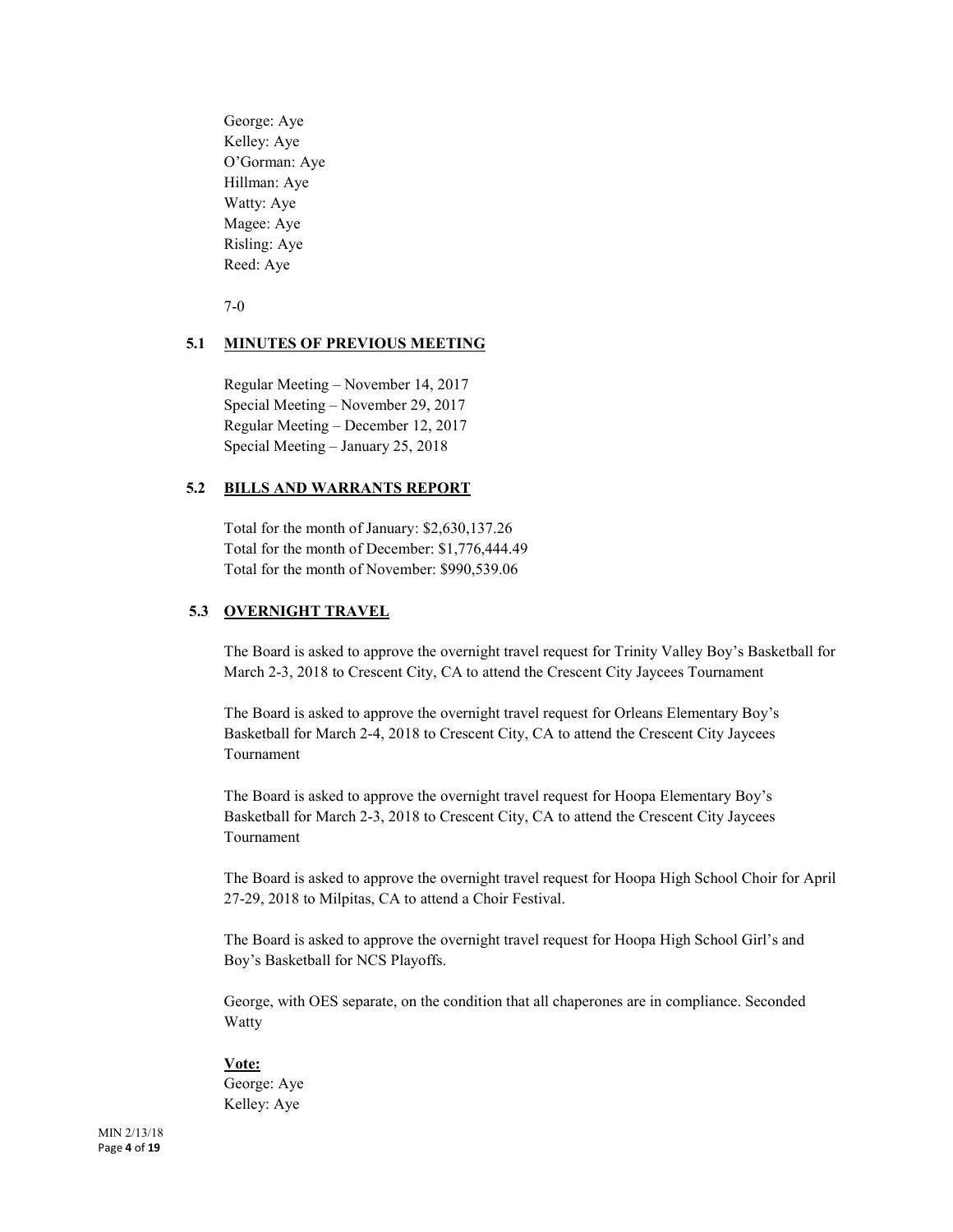George: Aye
Kelley: Aye
O'Gorman: Aye
Hillman: Aye
Watty: Aye
Magee: Aye
Risling: Aye
Reed: Aye

7-0

### 5.1 MINUTES OF PREVIOUS MEETING

Regular Meeting – November 14, 2017
Special Meeting – November 29, 2017
Regular Meeting – December 12, 2017
Special Meeting – January 25, 2018

### 5.2 BILLS AND WARRANTS REPORT

Total for the month of January: $2,630,137.26
Total for the month of December: $1,776,444.49
Total for the month of November: $990,539.06

### 5.3 OVERNIGHT TRAVEL

The Board is asked to approve the overnight travel request for Trinity Valley Boy's Basketball for March 2-3, 2018 to Crescent City, CA to attend the Crescent City Jaycees Tournament

The Board is asked to approve the overnight travel request for Orleans Elementary Boy's Basketball for March 2-4, 2018 to Crescent City, CA to attend the Crescent City Jaycees Tournament

The Board is asked to approve the overnight travel request for Hoopa Elementary Boy's Basketball for March 2-3, 2018 to Crescent City, CA to attend the Crescent City Jaycees Tournament

The Board is asked to approve the overnight travel request for Hoopa High School Choir for April 27-29, 2018 to Milpitas, CA to attend a Choir Festival.

The Board is asked to approve the overnight travel request for Hoopa High School Girl's and Boy's Basketball for NCS Playoffs.

George, with OES separate, on the condition that all chaperones are in compliance. Seconded Watty

**Vote:**
George: Aye
Kelley: Aye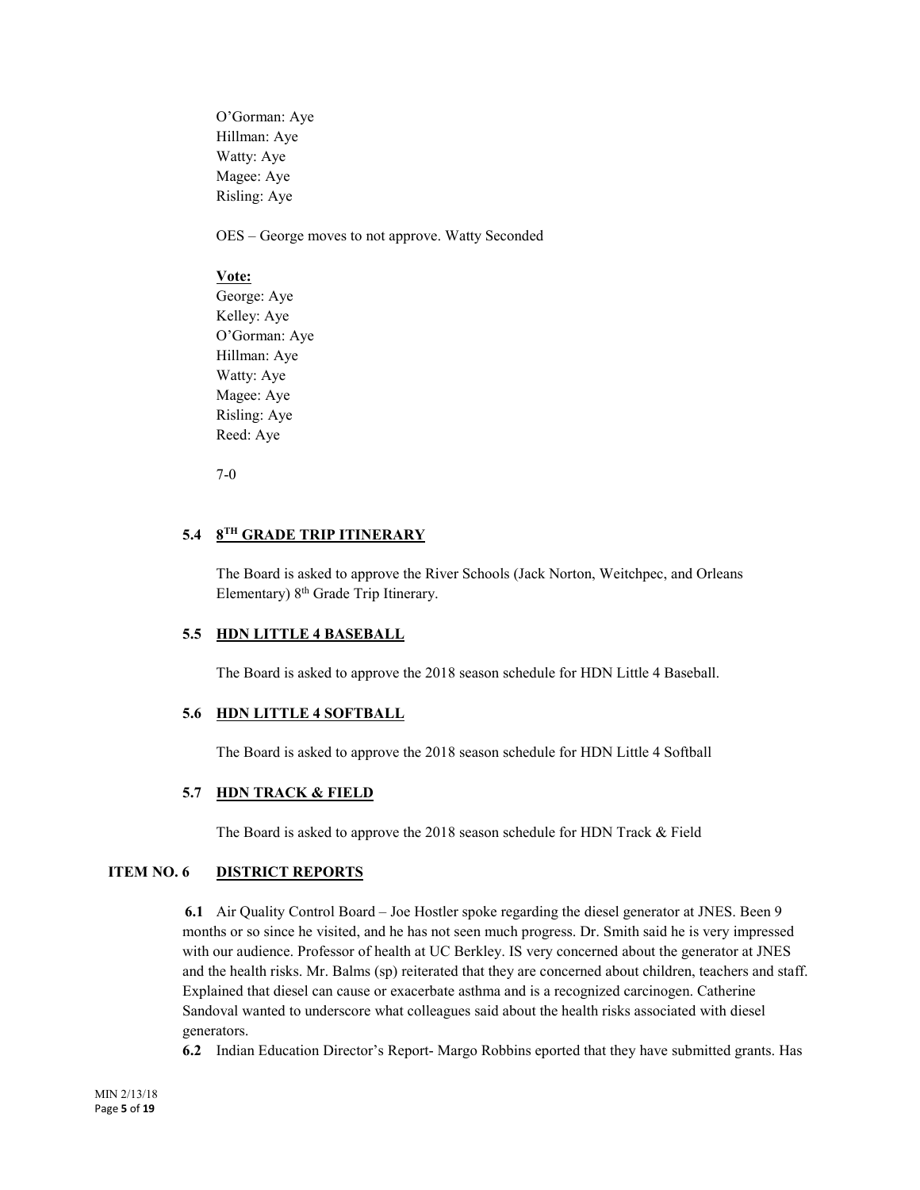O'Gorman: Aye
Hillman: Aye
Watty: Aye
Magee: Aye
Risling: Aye

OES – George moves to not approve. Watty Seconded

**Vote:**
George: Aye
Kelley: Aye
O'Gorman: Aye
Hillman: Aye
Watty: Aye
Magee: Aye
Risling: Aye
Reed: Aye

7-0

### 5.4 8TH GRADE TRIP ITINERARY

The Board is asked to approve the River Schools (Jack Norton, Weitchpec, and Orleans Elementary) 8th Grade Trip Itinerary.

### 5.5 HDN LITTLE 4 BASEBALL

The Board is asked to approve the 2018 season schedule for HDN Little 4 Baseball.

### 5.6 HDN LITTLE 4 SOFTBALL

The Board is asked to approve the 2018 season schedule for HDN Little 4 Softball

### 5.7 HDN TRACK & FIELD

The Board is asked to approve the 2018 season schedule for HDN Track & Field

## ITEM NO. 6 DISTRICT REPORTS

**6.1** Air Quality Control Board – Joe Hostler spoke regarding the diesel generator at JNES. Been 9 months or so since he visited, and he has not seen much progress. Dr. Smith said he is very impressed with our audience. Professor of health at UC Berkley. IS very concerned about the generator at JNES and the health risks. Mr. Balms (sp) reiterated that they are concerned about children, teachers and staff. Explained that diesel can cause or exacerbate asthma and is a recognized carcinogen. Catherine Sandoval wanted to underscore what colleagues said about the health risks associated with diesel generators.

**6.2** Indian Education Director's Report- Margo Robbins eported that they have submitted grants. Has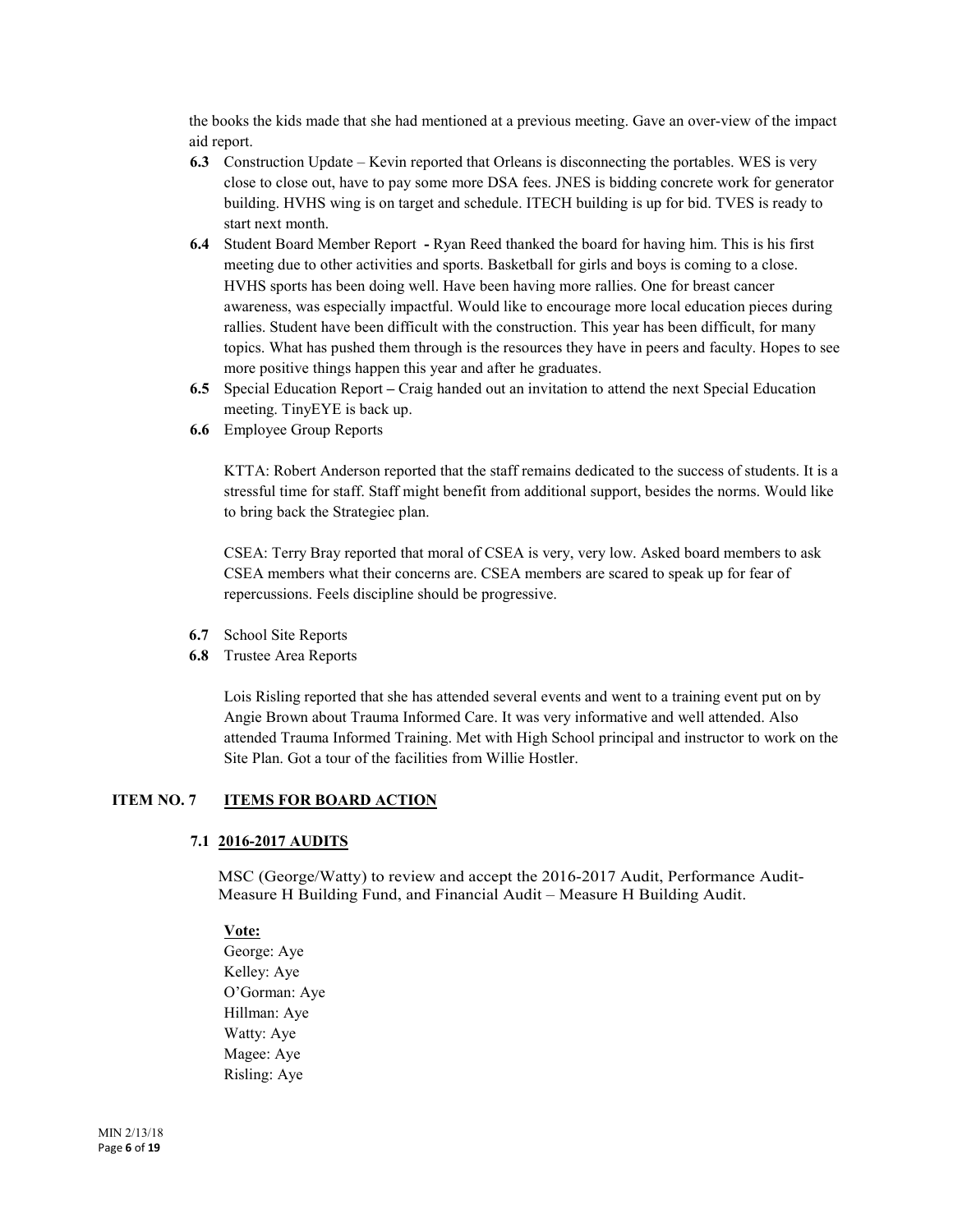the books the kids made that she had mentioned at a previous meeting. Gave an over-view of the impact aid report.

**6.3** Construction Update – Kevin reported that Orleans is disconnecting the portables. WES is very close to close out, have to pay some more DSA fees. JNES is bidding concrete work for generator building. HVHS wing is on target and schedule. ITECH building is up for bid. TVES is ready to start next month.

**6.4** Student Board Member Report **-** Ryan Reed thanked the board for having him. This is his first meeting due to other activities and sports. Basketball for girls and boys is coming to a close. HVHS sports has been doing well. Have been having more rallies. One for breast cancer awareness, was especially impactful. Would like to encourage more local education pieces during rallies. Student have been difficult with the construction. This year has been difficult, for many topics. What has pushed them through is the resources they have in peers and faculty. Hopes to see more positive things happen this year and after he graduates.

**6.5** Special Education Report **–** Craig handed out an invitation to attend the next Special Education meeting. TinyEYE is back up.

**6.6** Employee Group Reports

KTTA: Robert Anderson reported that the staff remains dedicated to the success of students. It is a stressful time for staff. Staff might benefit from additional support, besides the norms. Would like to bring back the Strategiec plan.

CSEA: Terry Bray reported that moral of CSEA is very, very low. Asked board members to ask CSEA members what their concerns are. CSEA members are scared to speak up for fear of repercussions. Feels discipline should be progressive.

**6.7** School Site Reports

**6.8** Trustee Area Reports

Lois Risling reported that she has attended several events and went to a training event put on by Angie Brown about Trauma Informed Care. It was very informative and well attended. Also attended Trauma Informed Training. Met with High School principal and instructor to work on the Site Plan. Got a tour of the facilities from Willie Hostler.

## ITEM NO. 7 <u>ITEMS FOR BOARD ACTION</u>

### 7.1 <u>2016-2017 AUDITS</u>

MSC (George/Watty) to review and accept the 2016-2017 Audit, Performance Audit-Measure H Building Fund, and Financial Audit – Measure H Building Audit.

**<u>Vote:</u>**
George: Aye
Kelley: Aye
O'Gorman: Aye
Hillman: Aye
Watty: Aye
Magee: Aye
Risling: Aye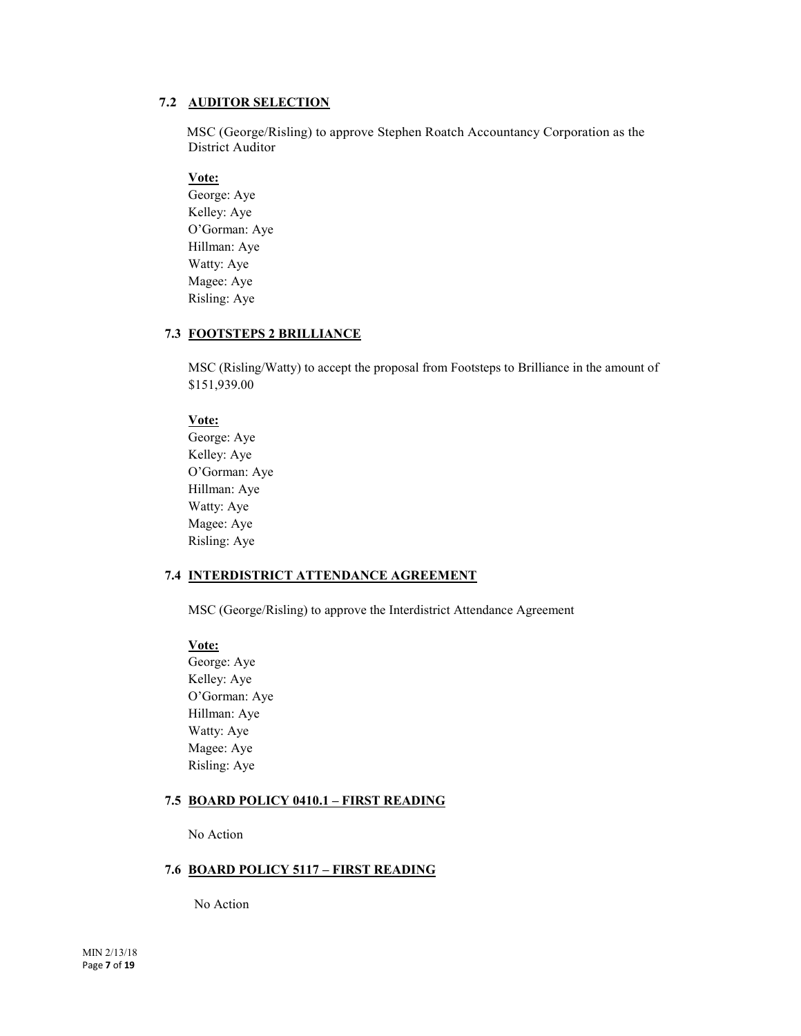### 7.2 AUDITOR SELECTION

MSC (George/Risling) to approve Stephen Roatch Accountancy Corporation as the District Auditor

**Vote:**
George: Aye
Kelley: Aye
O'Gorman: Aye
Hillman: Aye
Watty: Aye
Magee: Aye
Risling: Aye

### 7.3 FOOTSTEPS 2 BRILLIANCE

MSC (Risling/Watty) to accept the proposal from Footsteps to Brilliance in the amount of $151,939.00

**Vote:**
George: Aye
Kelley: Aye
O'Gorman: Aye
Hillman: Aye
Watty: Aye
Magee: Aye
Risling: Aye

### 7.4 INTERDISTRICT ATTENDANCE AGREEMENT

MSC (George/Risling) to approve the Interdistrict Attendance Agreement

**Vote:**
George: Aye
Kelley: Aye
O'Gorman: Aye
Hillman: Aye
Watty: Aye
Magee: Aye
Risling: Aye

### 7.5 BOARD POLICY 0410.1 – FIRST READING

No Action

### 7.6 BOARD POLICY 5117 – FIRST READING

No Action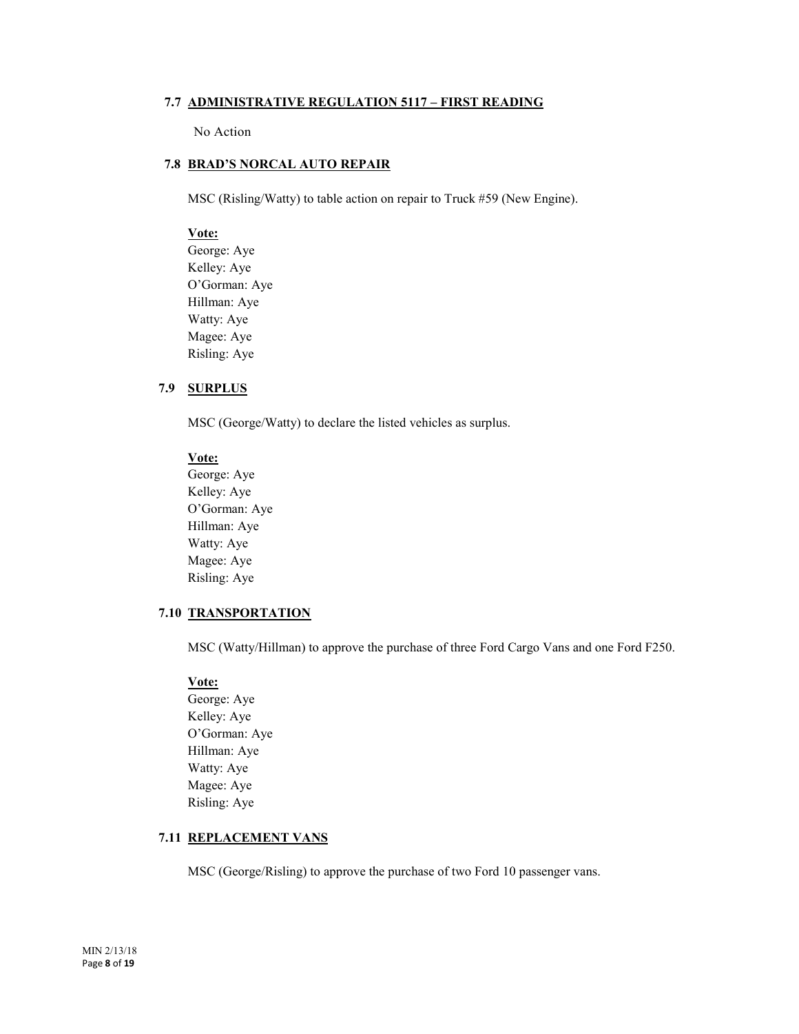### 7.7 ADMINISTRATIVE REGULATION 5117 – FIRST READING

No Action

### 7.8 BRAD'S NORCAL AUTO REPAIR

MSC (Risling/Watty) to table action on repair to Truck #59 (New Engine).

**Vote:**
George: Aye
Kelley: Aye
O'Gorman: Aye
Hillman: Aye
Watty: Aye
Magee: Aye
Risling: Aye

### 7.9 SURPLUS

MSC (George/Watty) to declare the listed vehicles as surplus.

**Vote:**
George: Aye
Kelley: Aye
O'Gorman: Aye
Hillman: Aye
Watty: Aye
Magee: Aye
Risling: Aye

### 7.10 TRANSPORTATION

MSC (Watty/Hillman) to approve the purchase of three Ford Cargo Vans and one Ford F250.

**Vote:**
George: Aye
Kelley: Aye
O'Gorman: Aye
Hillman: Aye
Watty: Aye
Magee: Aye
Risling: Aye

### 7.11 REPLACEMENT VANS

MSC (George/Risling) to approve the purchase of two Ford 10 passenger vans.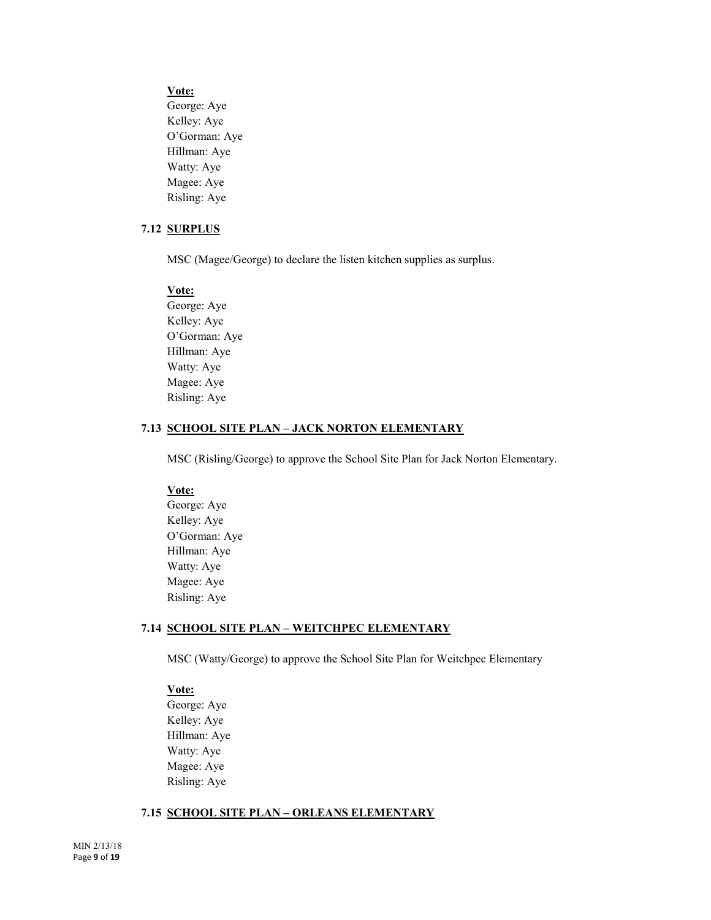**Vote:**
George: Aye
Kelley: Aye
O'Gorman: Aye
Hillman: Aye
Watty: Aye
Magee: Aye
Risling: Aye

### 7.12 SURPLUS

MSC (Magee/George) to declare the listen kitchen supplies as surplus.

**Vote:**
George: Aye
Kelley: Aye
O'Gorman: Aye
Hillman: Aye
Watty: Aye
Magee: Aye
Risling: Aye

### 7.13 SCHOOL SITE PLAN – JACK NORTON ELEMENTARY

MSC (Risling/George) to approve the School Site Plan for Jack Norton Elementary.

**Vote:**
George: Aye
Kelley: Aye
O'Gorman: Aye
Hillman: Aye
Watty: Aye
Magee: Aye
Risling: Aye

### 7.14 SCHOOL SITE PLAN – WEITCHPEC ELEMENTARY

MSC (Watty/George) to approve the School Site Plan for Weitchpec Elementary

**Vote:**
George: Aye
Kelley: Aye
Hillman: Aye
Watty: Aye
Magee: Aye
Risling: Aye

### 7.15 SCHOOL SITE PLAN – ORLEANS ELEMENTARY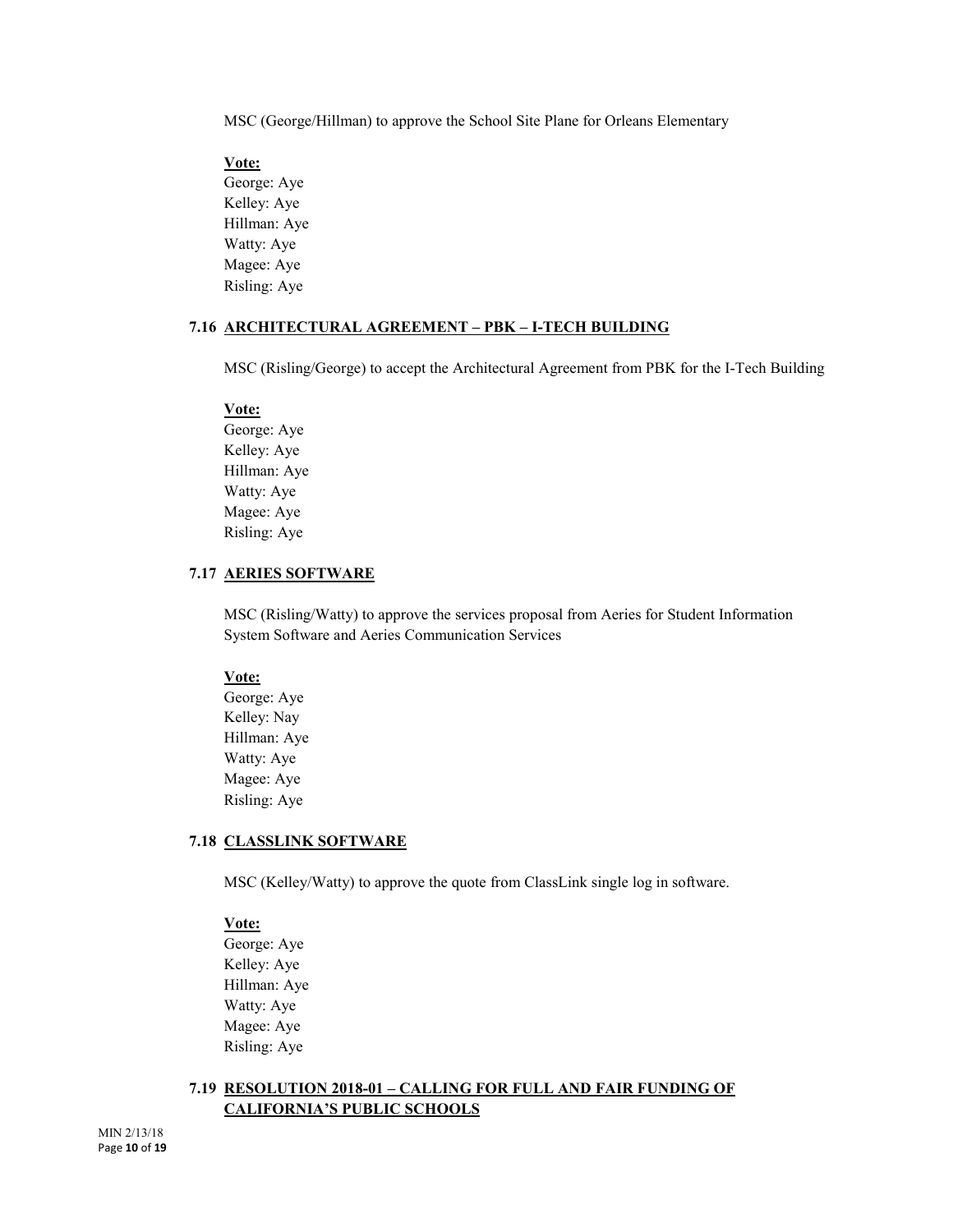MSC (George/Hillman) to approve the School Site Plane for Orleans Elementary

**Vote:**
George: Aye
Kelley: Aye
Hillman: Aye
Watty: Aye
Magee: Aye
Risling: Aye

### 7.16 ARCHITECTURAL AGREEMENT – PBK – I-TECH BUILDING

MSC (Risling/George) to accept the Architectural Agreement from PBK for the I-Tech Building

**Vote:**
George: Aye
Kelley: Aye
Hillman: Aye
Watty: Aye
Magee: Aye
Risling: Aye

### 7.17 AERIES SOFTWARE

MSC (Risling/Watty) to approve the services proposal from Aeries for Student Information System Software and Aeries Communication Services

**Vote:**
George: Aye
Kelley: Nay
Hillman: Aye
Watty: Aye
Magee: Aye
Risling: Aye

### 7.18 CLASSLINK SOFTWARE

MSC (Kelley/Watty) to approve the quote from ClassLink single log in software.

**Vote:**
George: Aye
Kelley: Aye
Hillman: Aye
Watty: Aye
Magee: Aye
Risling: Aye

### 7.19 RESOLUTION 2018-01 – CALLING FOR FULL AND FAIR FUNDING OF CALIFORNIA'S PUBLIC SCHOOLS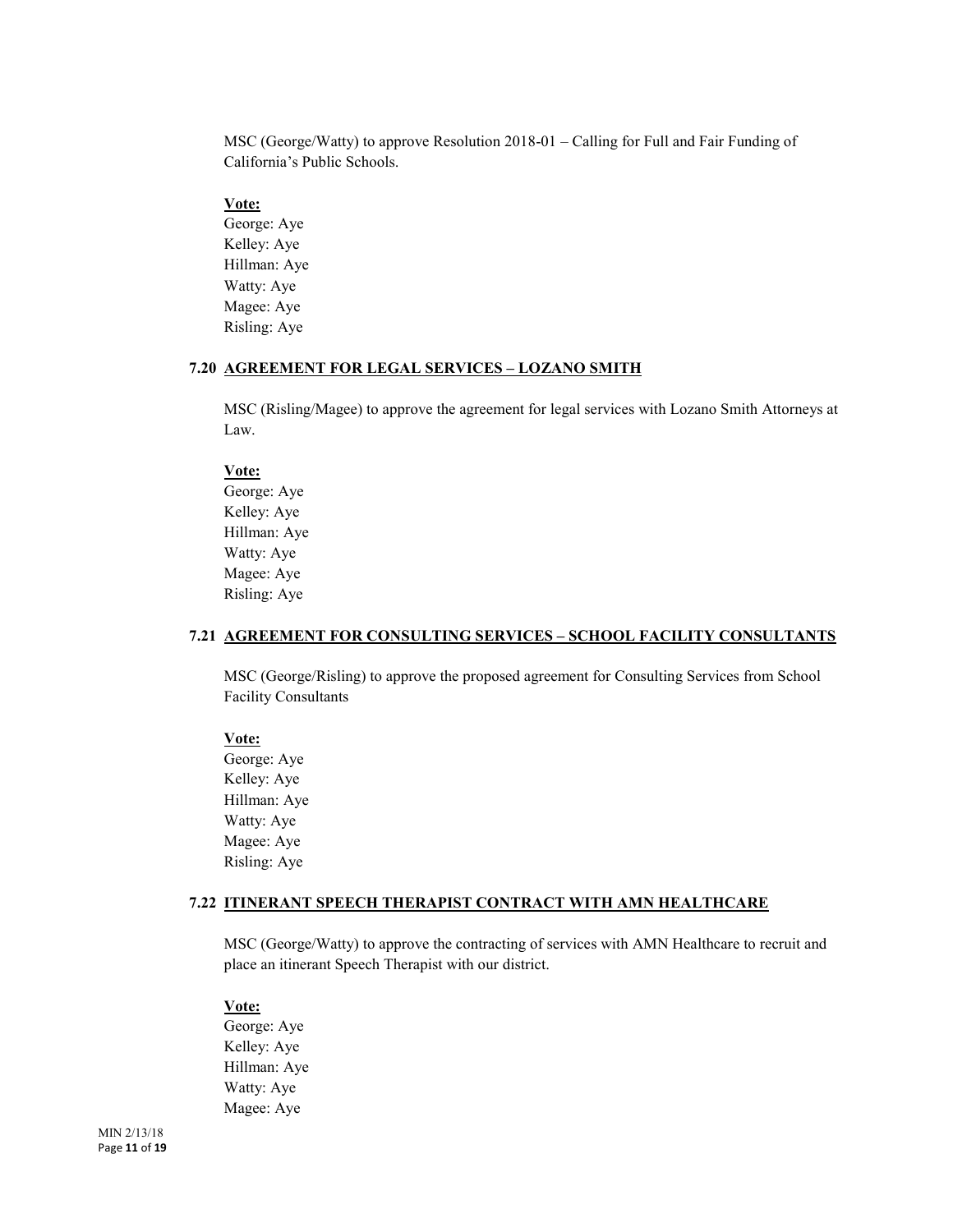MSC (George/Watty) to approve Resolution 2018-01 – Calling for Full and Fair Funding of California's Public Schools.

**Vote:**
George: Aye
Kelley: Aye
Hillman: Aye
Watty: Aye
Magee: Aye
Risling: Aye

### 7.20 AGREEMENT FOR LEGAL SERVICES – LOZANO SMITH

MSC (Risling/Magee) to approve the agreement for legal services with Lozano Smith Attorneys at Law.

**Vote:**
George: Aye
Kelley: Aye
Hillman: Aye
Watty: Aye
Magee: Aye
Risling: Aye

### 7.21 AGREEMENT FOR CONSULTING SERVICES – SCHOOL FACILITY CONSULTANTS

MSC (George/Risling) to approve the proposed agreement for Consulting Services from School Facility Consultants

**Vote:**
George: Aye
Kelley: Aye
Hillman: Aye
Watty: Aye
Magee: Aye
Risling: Aye

### 7.22 ITINERANT SPEECH THERAPIST CONTRACT WITH AMN HEALTHCARE

MSC (George/Watty) to approve the contracting of services with AMN Healthcare to recruit and place an itinerant Speech Therapist with our district.

**Vote:**
George: Aye
Kelley: Aye
Hillman: Aye
Watty: Aye
Magee: Aye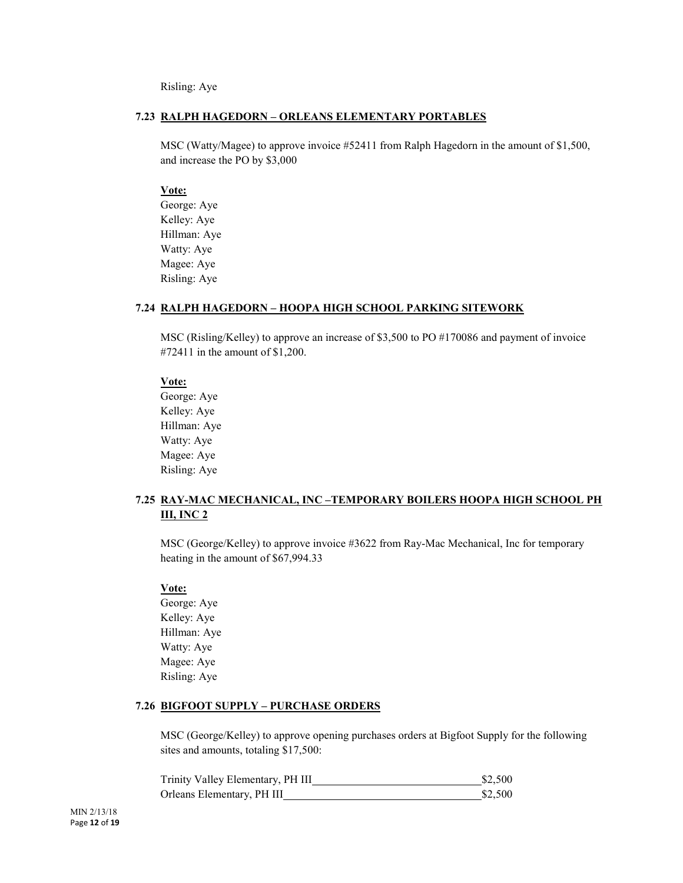Risling: Aye

### 7.23 RALPH HAGEDORN – ORLEANS ELEMENTARY PORTABLES

MSC (Watty/Magee) to approve invoice #52411 from Ralph Hagedorn in the amount of $1,500, and increase the PO by $3,000

**Vote:**
George: Aye
Kelley: Aye
Hillman: Aye
Watty: Aye
Magee: Aye
Risling: Aye

### 7.24 RALPH HAGEDORN – HOOPA HIGH SCHOOL PARKING SITEWORK

MSC (Risling/Kelley) to approve an increase of $3,500 to PO #170086 and payment of invoice #72411 in the amount of $1,200.

**Vote:**
George: Aye
Kelley: Aye
Hillman: Aye
Watty: Aye
Magee: Aye
Risling: Aye

### 7.25 RAY-MAC MECHANICAL, INC –TEMPORARY BOILERS HOOPA HIGH SCHOOL PH III, INC 2

MSC (George/Kelley) to approve invoice #3622 from Ray-Mac Mechanical, Inc for temporary heating in the amount of $67,994.33

**Vote:**
George: Aye
Kelley: Aye
Hillman: Aye
Watty: Aye
Magee: Aye
Risling: Aye

### 7.26 BIGFOOT SUPPLY – PURCHASE ORDERS

MSC (George/Kelley) to approve opening purchases orders at Bigfoot Supply for the following sites and amounts, totaling $17,500:

| | |
|---|---|
| Trinity Valley Elementary, PH III | $2,500 |
| Orleans Elementary, PH III | $2,500 |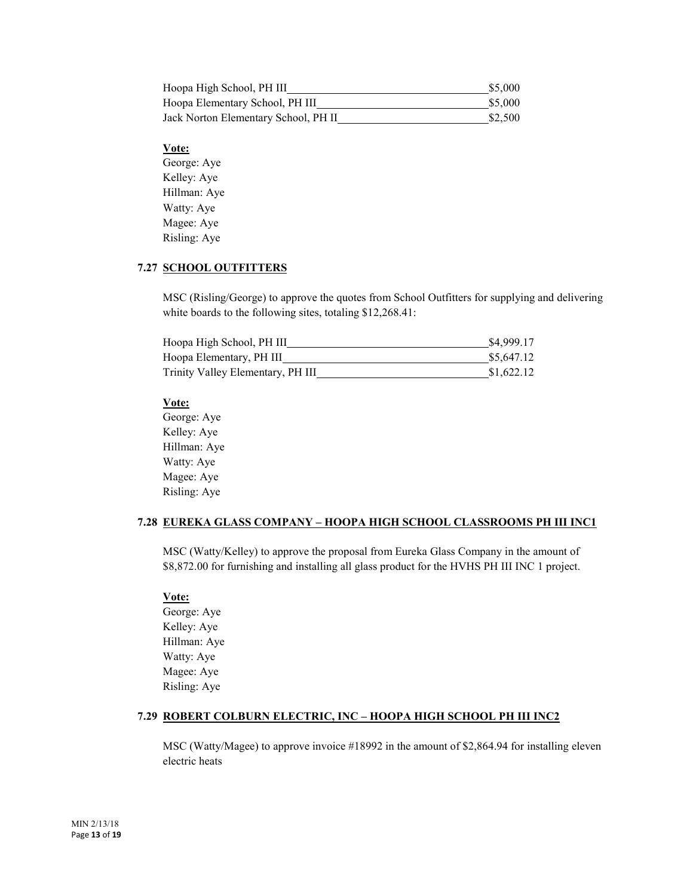| | |
|---|---|
| Hoopa High School, PH III | $5,000 |
| Hoopa Elementary School, PH III | $5,000 |
| Jack Norton Elementary School, PH II | $2,500 |

**Vote:**
George: Aye
Kelley: Aye
Hillman: Aye
Watty: Aye
Magee: Aye
Risling: Aye

### 7.27 SCHOOL OUTFITTERS

MSC (Risling/George) to approve the quotes from School Outfitters for supplying and delivering white boards to the following sites, totaling $12,268.41:

| | |
|---|---|
| Hoopa High School, PH III | $4,999.17 |
| Hoopa Elementary, PH III | $5,647.12 |
| Trinity Valley Elementary, PH III | $1,622.12 |

**Vote:**
George: Aye
Kelley: Aye
Hillman: Aye
Watty: Aye
Magee: Aye
Risling: Aye

### 7.28 EUREKA GLASS COMPANY – HOOPA HIGH SCHOOL CLASSROOMS PH III INC1

MSC (Watty/Kelley) to approve the proposal from Eureka Glass Company in the amount of $8,872.00 for furnishing and installing all glass product for the HVHS PH III INC 1 project.

**Vote:**
George: Aye
Kelley: Aye
Hillman: Aye
Watty: Aye
Magee: Aye
Risling: Aye

### 7.29 ROBERT COLBURN ELECTRIC, INC – HOOPA HIGH SCHOOL PH III INC2

MSC (Watty/Magee) to approve invoice #18992 in the amount of $2,864.94 for installing eleven electric heats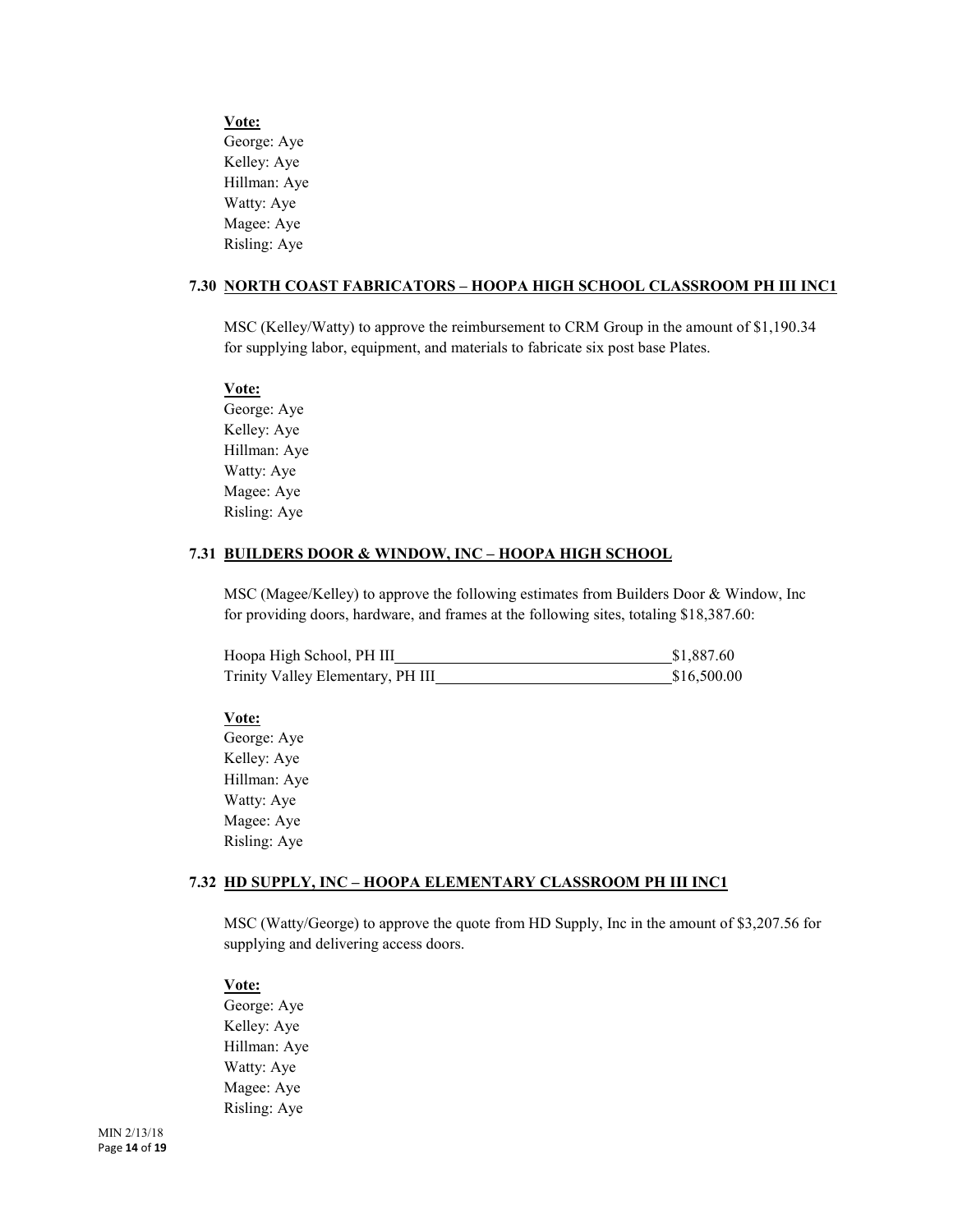**Vote:**
George: Aye
Kelley: Aye
Hillman: Aye
Watty: Aye
Magee: Aye
Risling: Aye

### 7.30 NORTH COAST FABRICATORS – HOOPA HIGH SCHOOL CLASSROOM PH III INC1

MSC (Kelley/Watty) to approve the reimbursement to CRM Group in the amount of $1,190.34 for supplying labor, equipment, and materials to fabricate six post base Plates.

**Vote:**
George: Aye
Kelley: Aye
Hillman: Aye
Watty: Aye
Magee: Aye
Risling: Aye

### 7.31 BUILDERS DOOR & WINDOW, INC – HOOPA HIGH SCHOOL

MSC (Magee/Kelley) to approve the following estimates from Builders Door & Window, Inc for providing doors, hardware, and frames at the following sites, totaling $18,387.60:

| | |
|---|---|
| Hoopa High School, PH III | $1,887.60 |
| Trinity Valley Elementary, PH III | $16,500.00 |

**Vote:**
George: Aye
Kelley: Aye
Hillman: Aye
Watty: Aye
Magee: Aye
Risling: Aye

### 7.32 HD SUPPLY, INC – HOOPA ELEMENTARY CLASSROOM PH III INC1

MSC (Watty/George) to approve the quote from HD Supply, Inc in the amount of $3,207.56 for supplying and delivering access doors.

**Vote:**
George: Aye
Kelley: Aye
Hillman: Aye
Watty: Aye
Magee: Aye
Risling: Aye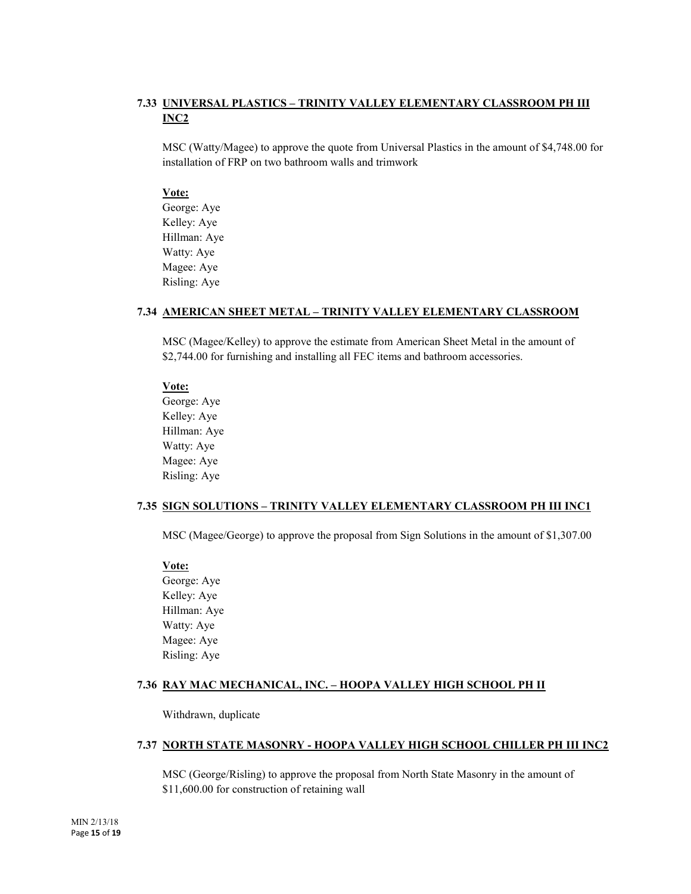### 7.33 UNIVERSAL PLASTICS – TRINITY VALLEY ELEMENTARY CLASSROOM PH III INC2

MSC (Watty/Magee) to approve the quote from Universal Plastics in the amount of $4,748.00 for installation of FRP on two bathroom walls and trimwork

**Vote:**
George: Aye
Kelley: Aye
Hillman: Aye
Watty: Aye
Magee: Aye
Risling: Aye

### 7.34 AMERICAN SHEET METAL – TRINITY VALLEY ELEMENTARY CLASSROOM

MSC (Magee/Kelley) to approve the estimate from American Sheet Metal in the amount of $2,744.00 for furnishing and installing all FEC items and bathroom accessories.

**Vote:**
George: Aye
Kelley: Aye
Hillman: Aye
Watty: Aye
Magee: Aye
Risling: Aye

### 7.35 SIGN SOLUTIONS – TRINITY VALLEY ELEMENTARY CLASSROOM PH III INC1

MSC (Magee/George) to approve the proposal from Sign Solutions in the amount of $1,307.00

**Vote:**
George: Aye
Kelley: Aye
Hillman: Aye
Watty: Aye
Magee: Aye
Risling: Aye

### 7.36 RAY MAC MECHANICAL, INC. – HOOPA VALLEY HIGH SCHOOL PH II

Withdrawn, duplicate

### 7.37 NORTH STATE MASONRY - HOOPA VALLEY HIGH SCHOOL CHILLER PH III INC2

MSC (George/Risling) to approve the proposal from North State Masonry in the amount of $11,600.00 for construction of retaining wall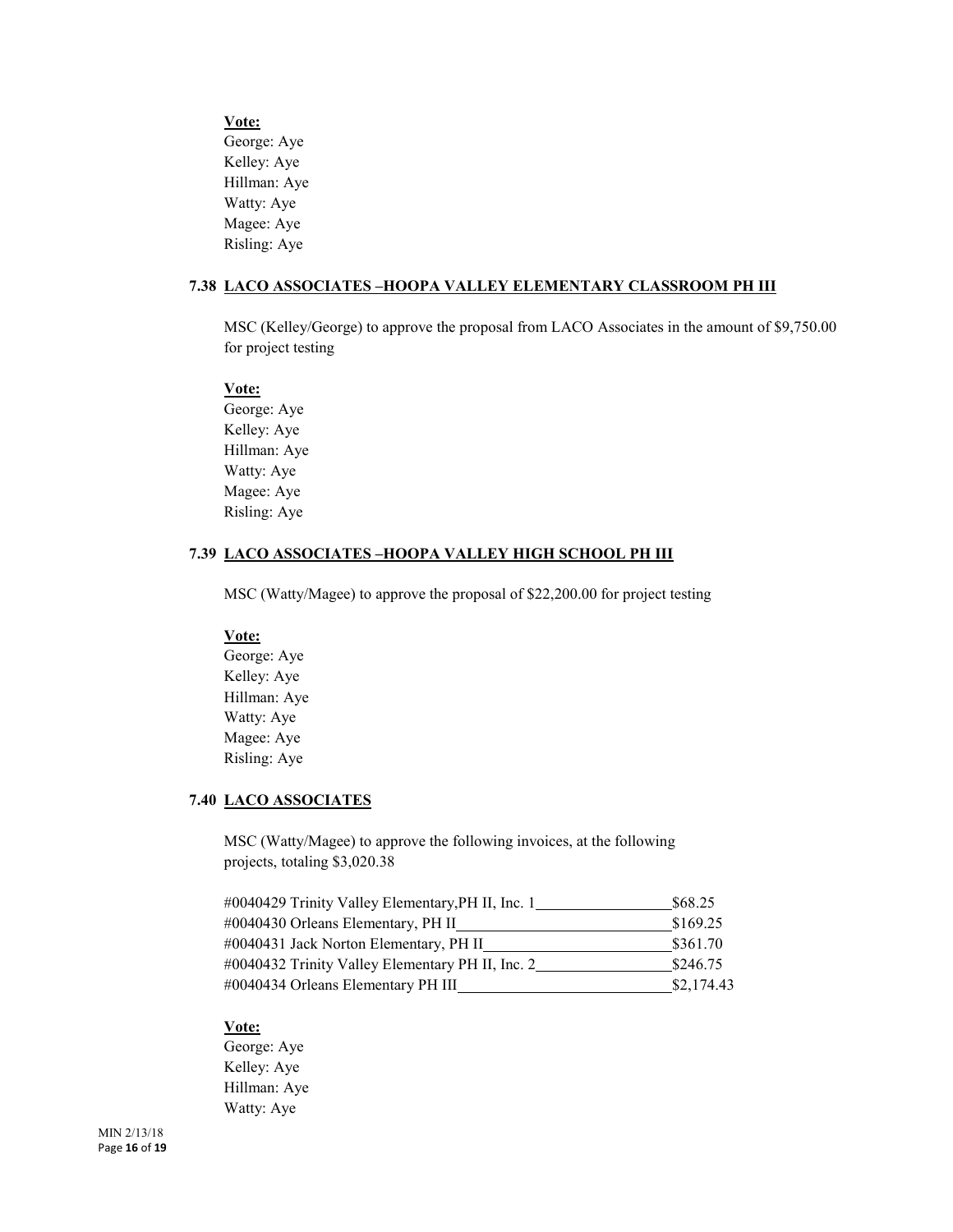**Vote:**
George: Aye
Kelley: Aye
Hillman: Aye
Watty: Aye
Magee: Aye
Risling: Aye

### 7.38 LACO ASSOCIATES –HOOPA VALLEY ELEMENTARY CLASSROOM PH III

MSC (Kelley/George) to approve the proposal from LACO Associates in the amount of $9,750.00 for project testing

**Vote:**
George: Aye
Kelley: Aye
Hillman: Aye
Watty: Aye
Magee: Aye
Risling: Aye

### 7.39 LACO ASSOCIATES –HOOPA VALLEY HIGH SCHOOL PH III

MSC (Watty/Magee) to approve the proposal of $22,200.00 for project testing

**Vote:**
George: Aye
Kelley: Aye
Hillman: Aye
Watty: Aye
Magee: Aye
Risling: Aye

### 7.40 LACO ASSOCIATES

MSC (Watty/Magee) to approve the following invoices, at the following projects, totaling $3,020.38

| Invoice | Amount |
|---|---|
| #0040429 Trinity Valley Elementary,PH II, Inc. 1 | $68.25 |
| #0040430 Orleans Elementary, PH II | $169.25 |
| #0040431 Jack Norton Elementary, PH II | $361.70 |
| #0040432 Trinity Valley Elementary PH II, Inc. 2 | $246.75 |
| #0040434 Orleans Elementary PH III | $2,174.43 |

**Vote:**
George: Aye
Kelley: Aye
Hillman: Aye
Watty: Aye

MIN 2/13/18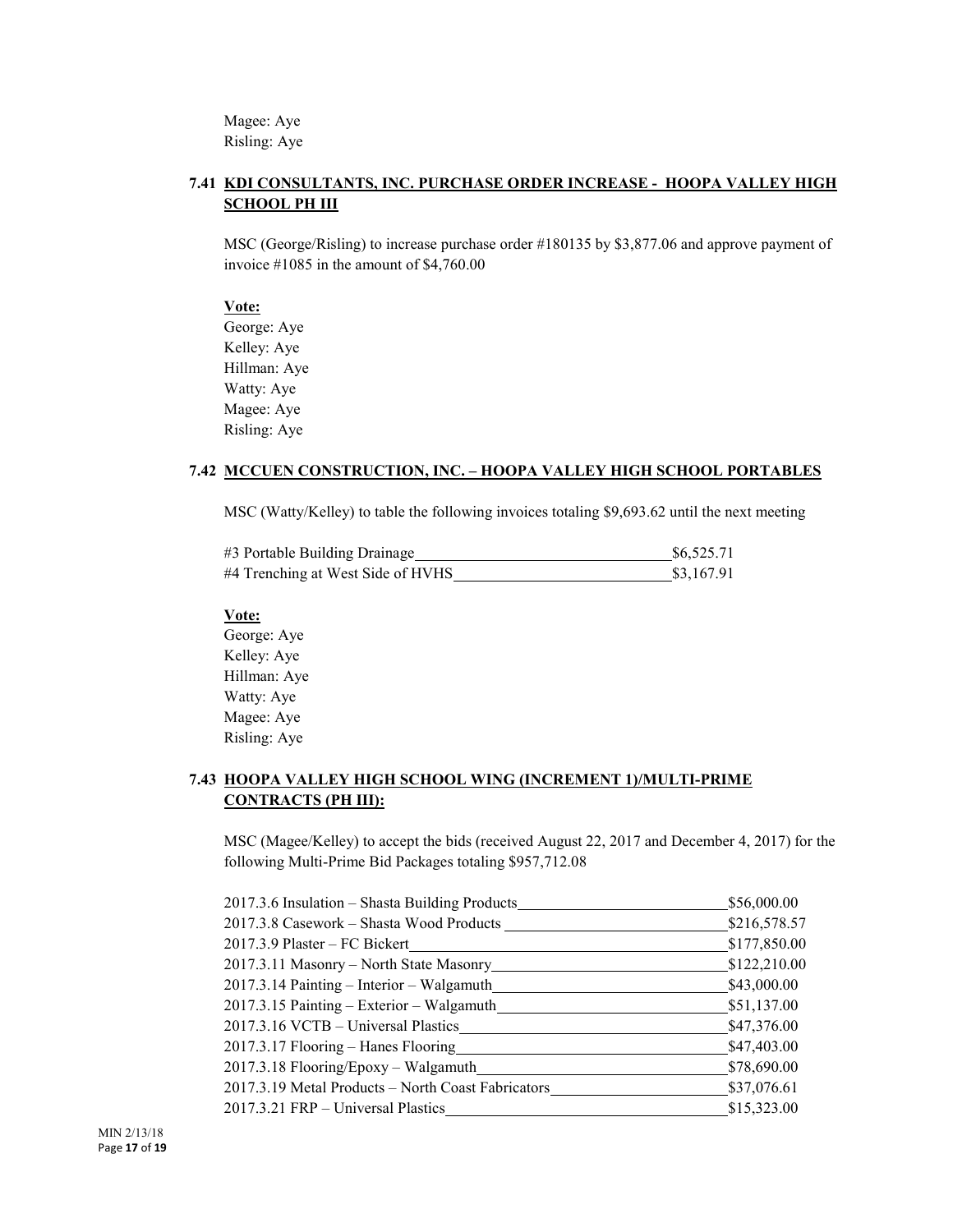Magee: Aye
Risling: Aye

### 7.41 KDI CONSULTANTS, INC. PURCHASE ORDER INCREASE - HOOPA VALLEY HIGH SCHOOL PH III

MSC (George/Risling) to increase purchase order #180135 by $3,877.06 and approve payment of invoice #1085 in the amount of $4,760.00

**Vote:**
George: Aye
Kelley: Aye
Hillman: Aye
Watty: Aye
Magee: Aye
Risling: Aye

### 7.42 MCCUEN CONSTRUCTION, INC. – HOOPA VALLEY HIGH SCHOOL PORTABLES

MSC (Watty/Kelley) to table the following invoices totaling $9,693.62 until the next meeting

| | |
|---|---|
| #3 Portable Building Drainage | $6,525.71 |
| #4 Trenching at West Side of HVHS | $3,167.91 |

**Vote:**
George: Aye
Kelley: Aye
Hillman: Aye
Watty: Aye
Magee: Aye
Risling: Aye

### 7.43 HOOPA VALLEY HIGH SCHOOL WING (INCREMENT 1)/MULTI-PRIME CONTRACTS (PH III):

MSC (Magee/Kelley) to accept the bids (received August 22, 2017 and December 4, 2017) for the following Multi-Prime Bid Packages totaling $957,712.08

| | |
|---|---|
| 2017.3.6 Insulation – Shasta Building Products | $56,000.00 |
| 2017.3.8 Casework – Shasta Wood Products | $216,578.57 |
| 2017.3.9 Plaster – FC Bickert | $177,850.00 |
| 2017.3.11 Masonry – North State Masonry | $122,210.00 |
| 2017.3.14 Painting – Interior – Walgamuth | $43,000.00 |
| 2017.3.15 Painting – Exterior – Walgamuth | $51,137.00 |
| 2017.3.16 VCTB – Universal Plastics | $47,376.00 |
| 2017.3.17 Flooring – Hanes Flooring | $47,403.00 |
| 2017.3.18 Flooring/Epoxy – Walgamuth | $78,690.00 |
| 2017.3.19 Metal Products – North Coast Fabricators | $37,076.61 |
| 2017.3.21 FRP – Universal Plastics | $15,323.00 |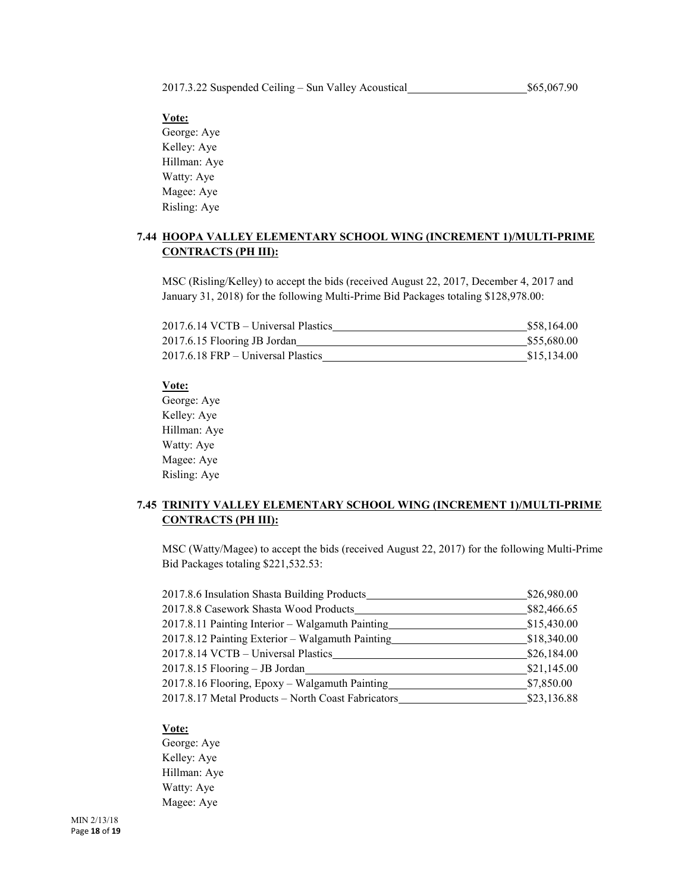2017.3.22 Suspended Ceiling – Sun Valley Acoustical \_\_\_\_\_\_\_\_\_\_\_\_\_\_\_\_\_\_\_\_ $65,067.90

**Vote:**
George: Aye
Kelley: Aye
Hillman: Aye
Watty: Aye
Magee: Aye
Risling: Aye

**7.44 HOOPA VALLEY ELEMENTARY SCHOOL WING (INCREMENT 1)/MULTI-PRIME CONTRACTS (PH III):**

MSC (Risling/Kelley) to accept the bids (received August 22, 2017, December 4, 2017 and January 31, 2018) for the following Multi-Prime Bid Packages totaling $128,978.00:

| | |
|---|---|
| 2017.6.14 VCTB – Universal Plastics | $58,164.00 |
| 2017.6.15 Flooring JB Jordan | $55,680.00 |
| 2017.6.18 FRP – Universal Plastics | $15,134.00 |

**Vote:**
George: Aye
Kelley: Aye
Hillman: Aye
Watty: Aye
Magee: Aye
Risling: Aye

**7.45 TRINITY VALLEY ELEMENTARY SCHOOL WING (INCREMENT 1)/MULTI-PRIME CONTRACTS (PH III):**

MSC (Watty/Magee) to accept the bids (received August 22, 2017) for the following Multi-Prime Bid Packages totaling $221,532.53:

| | |
|---|---|
| 2017.8.6 Insulation Shasta Building Products | $26,980.00 |
| 2017.8.8 Casework Shasta Wood Products | $82,466.65 |
| 2017.8.11 Painting Interior – Walgamuth Painting | $15,430.00 |
| 2017.8.12 Painting Exterior – Walgamuth Painting | $18,340.00 |
| 2017.8.14 VCTB – Universal Plastics | $26,184.00 |
| 2017.8.15 Flooring – JB Jordan | $21,145.00 |
| 2017.8.16 Flooring, Epoxy – Walgamuth Painting | $7,850.00 |
| 2017.8.17 Metal Products – North Coast Fabricators | $23,136.88 |

**Vote:**
George: Aye
Kelley: Aye
Hillman: Aye
Watty: Aye
Magee: Aye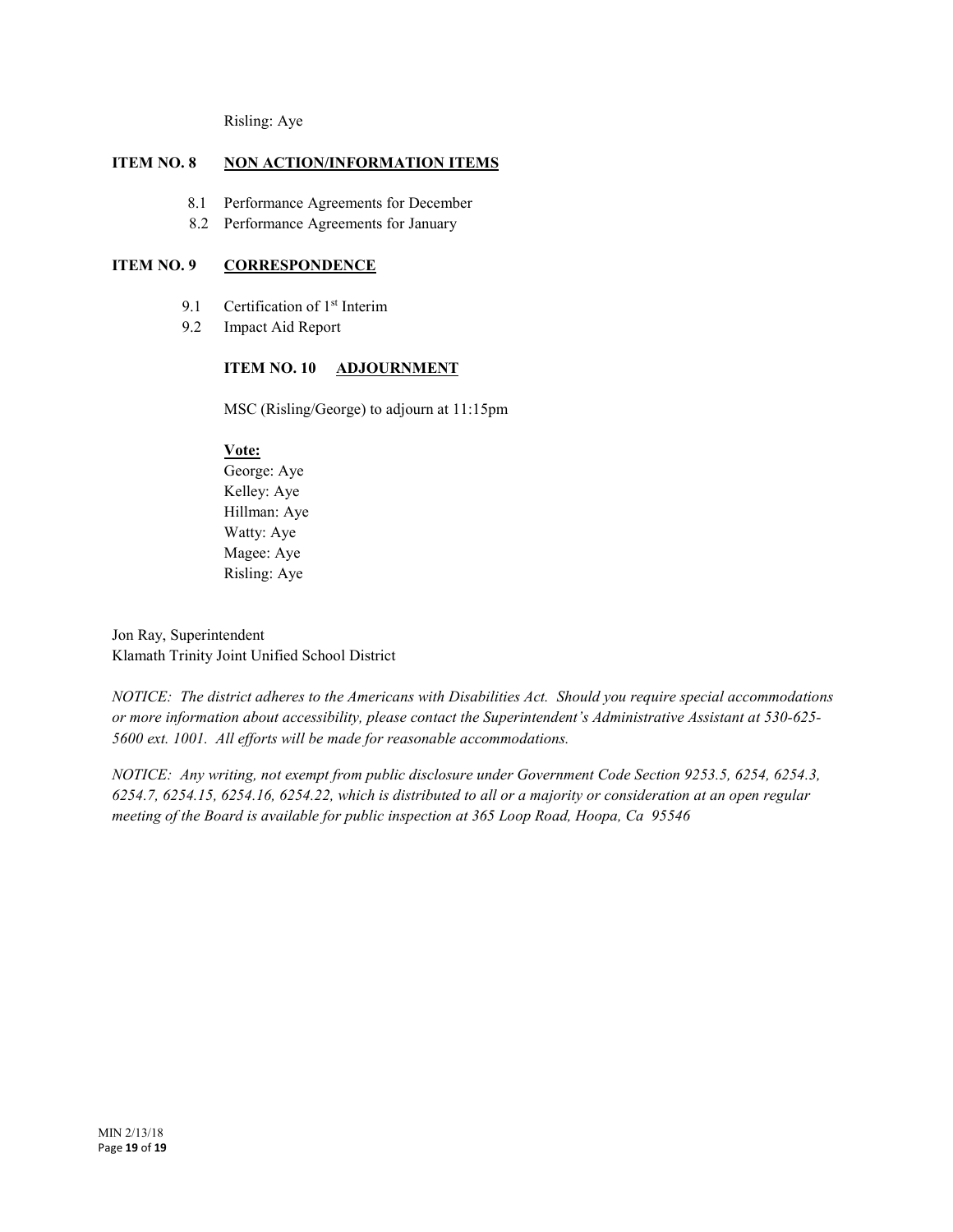Risling: Aye

**ITEM NO. 8 NON ACTION/INFORMATION ITEMS**

8.1 Performance Agreements for December
8.2 Performance Agreements for January

**ITEM NO. 9 CORRESPONDENCE**

9.1 Certification of 1st Interim
9.2 Impact Aid Report

**ITEM NO. 10 ADJOURNMENT**

MSC (Risling/George) to adjourn at 11:15pm

**Vote:**
George: Aye
Kelley: Aye
Hillman: Aye
Watty: Aye
Magee: Aye
Risling: Aye

Jon Ray, Superintendent
Klamath Trinity Joint Unified School District

*NOTICE: The district adheres to the Americans with Disabilities Act. Should you require special accommodations or more information about accessibility, please contact the Superintendent's Administrative Assistant at 530-625-5600 ext. 1001. All efforts will be made for reasonable accommodations.*

*NOTICE: Any writing, not exempt from public disclosure under Government Code Section 9253.5, 6254, 6254.3, 6254.7, 6254.15, 6254.16, 6254.22, which is distributed to all or a majority or consideration at an open regular meeting of the Board is available for public inspection at 365 Loop Road, Hoopa, Ca 95546*

MIN 2/13/18